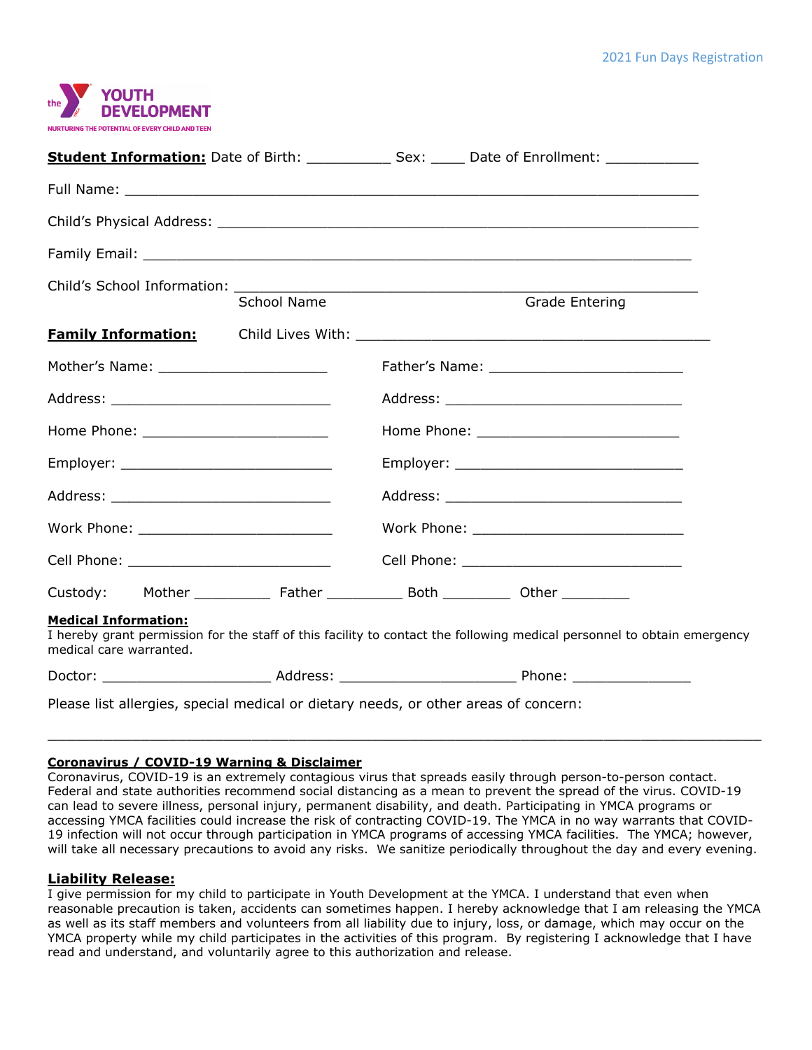2021 Fun Days Registration

the YOUTH DEVELOPMENT
NURTURING THE POTENTIAL OF EVERY CHILD AND TEEN

**Student Information:** Date of Birth: __________ Sex: ____ Date of Enrollment: ___________

Full Name: ___________________________________________________________________

Child's Physical Address: ______________________________________________________

Family Email: _______________________________________________________________

Child's School Information: ____________________________________________________
School Name    Grade Entering

**Family Information:** Child Lives With: ___________________________________________

| | |
|---|---|
| Mother's Name: ____________________ | Father's Name: _______________________ |
| Address: __________________________ | Address: ____________________________ |
| Home Phone: ______________________ | Home Phone: _________________________ |
| Employer: _________________________ | Employer: ___________________________ |
| Address: __________________________ | Address: ____________________________ |
| Work Phone: _______________________ | Work Phone: _________________________ |
| Cell Phone: _______________________ | Cell Phone: __________________________ |

Custody: Mother _________ Father _________ Both ________ Other ________

**Medical Information:**
I hereby grant permission for the staff of this facility to contact the following medical personnel to obtain emergency medical care warranted.

Doctor: ____________________ Address: _____________________ Phone: ______________

Please list allergies, special medical or dietary needs, or other areas of concern:

_____________________________________________________________________________

**Coronavirus / COVID-19 Warning & Disclaimer**
Coronavirus, COVID-19 is an extremely contagious virus that spreads easily through person-to-person contact. Federal and state authorities recommend social distancing as a mean to prevent the spread of the virus. COVID-19 can lead to severe illness, personal injury, permanent disability, and death. Participating in YMCA programs or accessing YMCA facilities could increase the risk of contracting COVID-19. The YMCA in no way warrants that COVID-19 infection will not occur through participation in YMCA programs of accessing YMCA facilities. The YMCA; however, will take all necessary precautions to avoid any risks. We sanitize periodically throughout the day and every evening.

**Liability Release:**
I give permission for my child to participate in Youth Development at the YMCA. I understand that even when reasonable precaution is taken, accidents can sometimes happen. I hereby acknowledge that I am releasing the YMCA as well as its staff members and volunteers from all liability due to injury, loss, or damage, which may occur on the YMCA property while my child participates in the activities of this program. By registering I acknowledge that I have read and understand, and voluntarily agree to this authorization and release.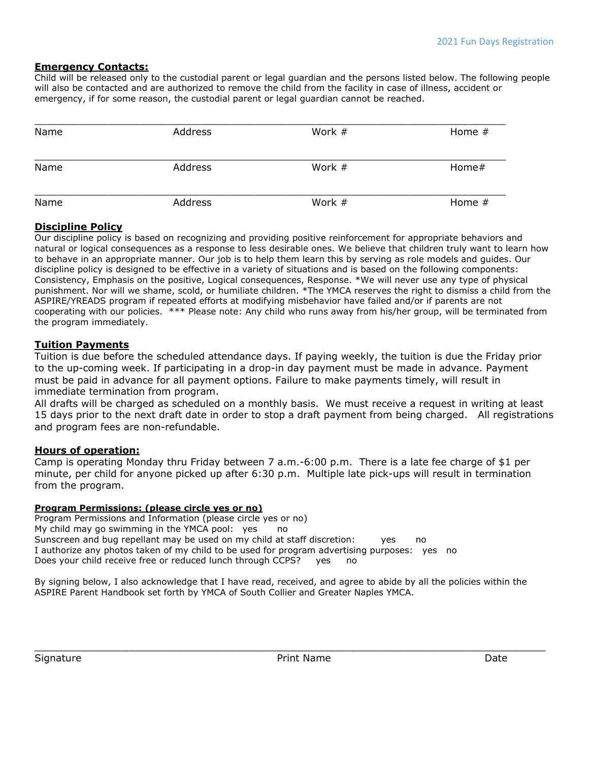## Emergency Contacts:

Child will be released only to the custodial parent or legal guardian and the persons listed below. The following people will also be contacted and are authorized to remove the child from the facility in case of illness, accident or emergency, if for some reason, the custodial parent or legal guardian cannot be reached.

| Name | Address | Work # | Home # |
|---|---|---|---|
| Name | Address | Work # | Home# |
| Name | Address | Work # | Home # |

## Discipline Policy

Our discipline policy is based on recognizing and providing positive reinforcement for appropriate behaviors and natural or logical consequences as a response to less desirable ones. We believe that children truly want to learn how to behave in an appropriate manner. Our job is to help them learn this by serving as role models and guides. Our discipline policy is designed to be effective in a variety of situations and is based on the following components: Consistency, Emphasis on the positive, Logical consequences, Response. *We will never use any type of physical punishment. Nor will we shame, scold, or humiliate children. *The YMCA reserves the right to dismiss a child from the ASPIRE/YREADS program if repeated efforts at modifying misbehavior have failed and/or if parents are not cooperating with our policies. *** Please note: Any child who runs away from his/her group, will be terminated from the program immediately.

## Tuition Payments

Tuition is due before the scheduled attendance days. If paying weekly, the tuition is due the Friday prior to the up-coming week. If participating in a drop-in day payment must be made in advance. Payment must be paid in advance for all payment options. Failure to make payments timely, will result in immediate termination from program.

All drafts will be charged as scheduled on a monthly basis. We must receive a request in writing at least 15 days prior to the next draft date in order to stop a draft payment from being charged. All registrations and program fees are non-refundable.

## Hours of operation:

Camp is operating Monday thru Friday between 7 a.m.-6:00 p.m. There is a late fee charge of $1 per minute, per child for anyone picked up after 6:30 p.m. Multiple late pick-ups will result in termination from the program.

### Program Permissions: (please circle yes or no)

Program Permissions and Information (please circle yes or no)

My child may go swimming in the YMCA pool: yes no

Sunscreen and bug repellant may be used on my child at staff discretion: yes no

I authorize any photos taken of my child to be used for program advertising purposes: yes no

Does your child receive free or reduced lunch through CCPS? yes no

By signing below, I also acknowledge that I have read, received, and agree to abide by all the policies within the ASPIRE Parent Handbook set forth by YMCA of South Collier and Greater Naples YMCA.

| Signature | Print Name | Date |
|---|---|---|